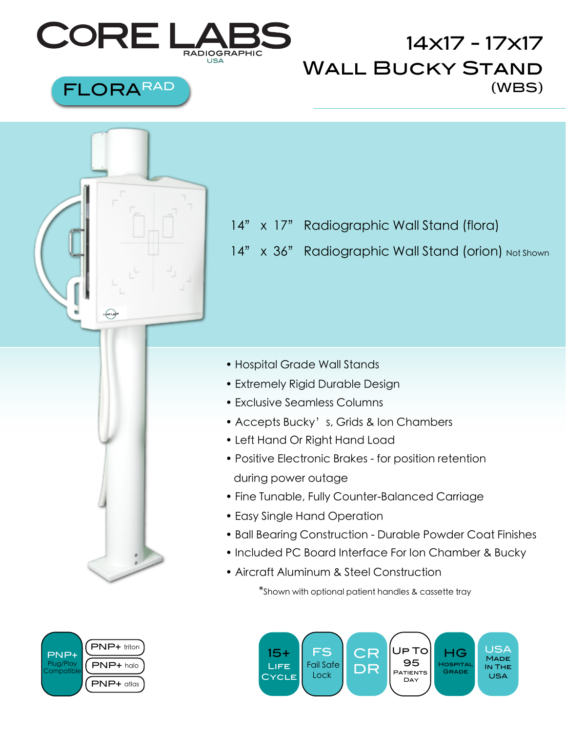# CORE LABS

RADIOGRAPHIC
USA

FLORA RAD

# 14x17 - 17x17 Wall Bucky Stand (WBS)

14" x 17" Radiographic Wall Stand (flora)

14" x 36" Radiographic Wall Stand (orion) Not Shown

- Hospital Grade Wall Stands
- Extremely Rigid Durable Design
- Exclusive Seamless Columns
- Accepts Bucky's, Grids & Ion Chambers
- Left Hand Or Right Hand Load
- Positive Electronic Brakes - for position retention during power outage
- Fine Tunable, Fully Counter-Balanced Carriage
- Easy Single Hand Operation
- Ball Bearing Construction - Durable Powder Coat Finishes
- Included PC Board Interface For Ion Chamber & Bucky
- Aircraft Aluminum & Steel Construction

*Shown with optional patient handles & cassette tray

PNP+ Plug/Play Compatible

PNP+ triton

PNP+ halo

PNP+ atlas

15+ Life Cycle

FS Fail Safe Lock

CR DR

Up To 95 Patients Day

HG Hospital Grade

USA Made In The USA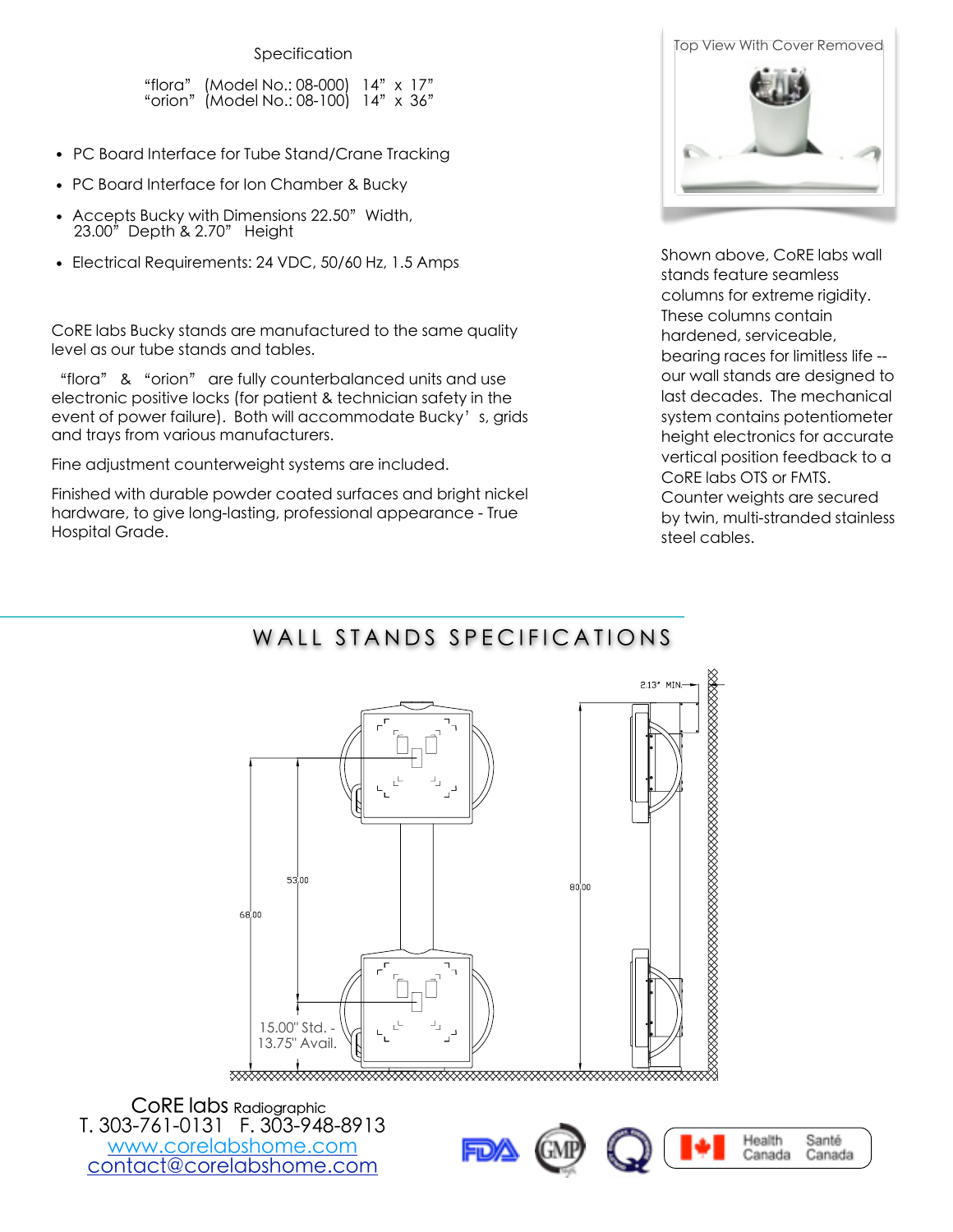Specification

"flora" (Model No.: 08-000) 14" x 17"
"orion" (Model No.: 08-100) 14" x 36"

- PC Board Interface for Tube Stand/Crane Tracking
- PC Board Interface for Ion Chamber & Bucky
- Accepts Bucky with Dimensions 22.50" Width, 23.00" Depth & 2.70" Height
- Electrical Requirements: 24 VDC, 50/60 Hz, 1.5 Amps

CoRE labs Bucky stands are manufactured to the same quality level as our tube stands and tables.

"flora" & "orion" are fully counterbalanced units and use electronic positive locks (for patient & technician safety in the event of power failure). Both will accommodate Bucky's, grids and trays from various manufacturers.

Fine adjustment counterweight systems are included.

Finished with durable powder coated surfaces and bright nickel hardware, to give long-lasting, professional appearance - True Hospital Grade.

Top View With Cover Removed

Shown above, CoRE labs wall stands feature seamless columns for extreme rigidity. These columns contain hardened, serviceable, bearing races for limitless life -- our wall stands are designed to last decades. The mechanical system contains potentiometer height electronics for accurate vertical position feedback to a CoRE labs OTS or FMTS. Counter weights are secured by twin, multi-stranded stainless steel cables.

## WALL STANDS SPECIFICATIONS

2.13" MIN.

53.00

68.00

80.00

15.00" Std. -
13.75" Avail.

CoRE labs Radiographic
T. 303-761-0131 F. 303-948-8913
www.corelabshome.com
contact@corelabshome.com

Health Canada Santé Canada